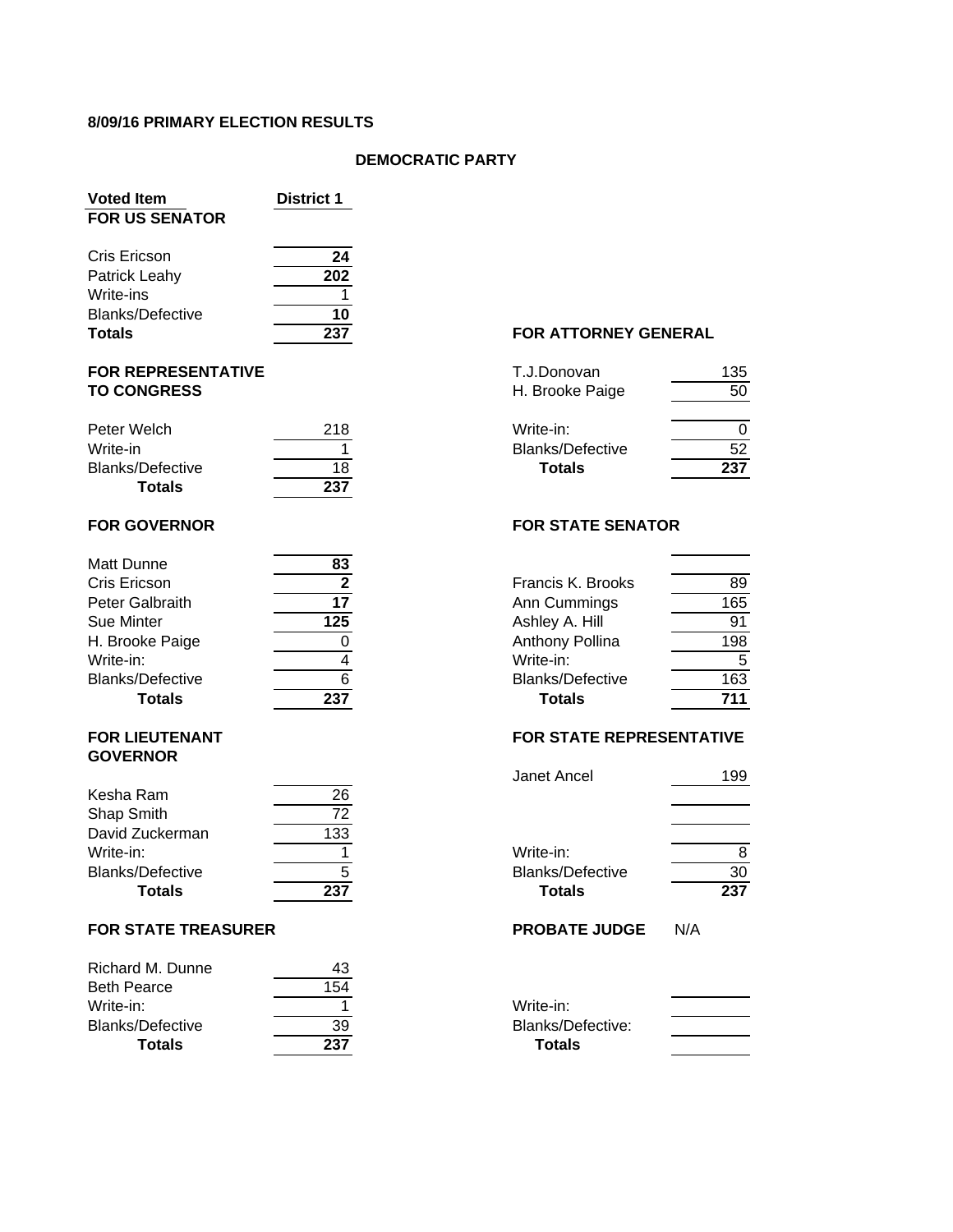**8/09/16 PRIMARY ELECTION RESULTS**

**DEMOCRATIC PARTY**

| Voted Item | District 1 |
|---|---|
| **FOR US SENATOR** | |
| Cris Ericson | **24** |
| Patrick Leahy | **202** |
| Write-ins | 1 |
| Blanks/Defective | **10** |
| **Totals** | **237** |

| **FOR REPRESENTATIVE TO CONGRESS** | |
|---|---|
| Peter Welch | 218 |
| Write-in | 1 |
| Blanks/Defective | 18 |
| **Totals** | **237** |

| **FOR GOVERNOR** | |
|---|---|
| Matt Dunne | **83** |
| Cris Ericson | **2** |
| Peter Galbraith | **17** |
| Sue Minter | **125** |
| H. Brooke Paige | 0 |
| Write-in: | 4 |
| Blanks/Defective | 6 |
| **Totals** | **237** |

| **FOR LIEUTENANT GOVERNOR** | |
|---|---|
| Kesha Ram | 26 |
| Shap Smith | 72 |
| David Zuckerman | 133 |
| Write-in: | 1 |
| Blanks/Defective | 5 |
| **Totals** | **237** |

| **FOR STATE TREASURER** | |
|---|---|
| Richard M. Dunne | 43 |
| Beth Pearce | 154 |
| Write-in: | 1 |
| Blanks/Defective | 39 |
| **Totals** | **237** |

| **FOR ATTORNEY GENERAL** | |
|---|---|
| T.J.Donovan | 135 |
| H. Brooke Paige | 50 |
| Write-in: | 0 |
| Blanks/Defective | 52 |
| **Totals** | **237** |

| **FOR STATE SENATOR** | |
|---|---|
| Francis K. Brooks | 89 |
| Ann Cummings | 165 |
| Ashley A. Hill | 91 |
| Anthony Pollina | 198 |
| Write-in: | 5 |
| Blanks/Defective | 163 |
| **Totals** | **711** |

| **FOR STATE REPRESENTATIVE** | |
|---|---|
| Janet Ancel | 199 |
| Write-in: | 8 |
| Blanks/Defective | 30 |
| **Totals** | **237** |

| **PROBATE JUDGE** | N/A |
|---|---|
| Write-in: | |
| Blanks/Defective: | |
| **Totals** | |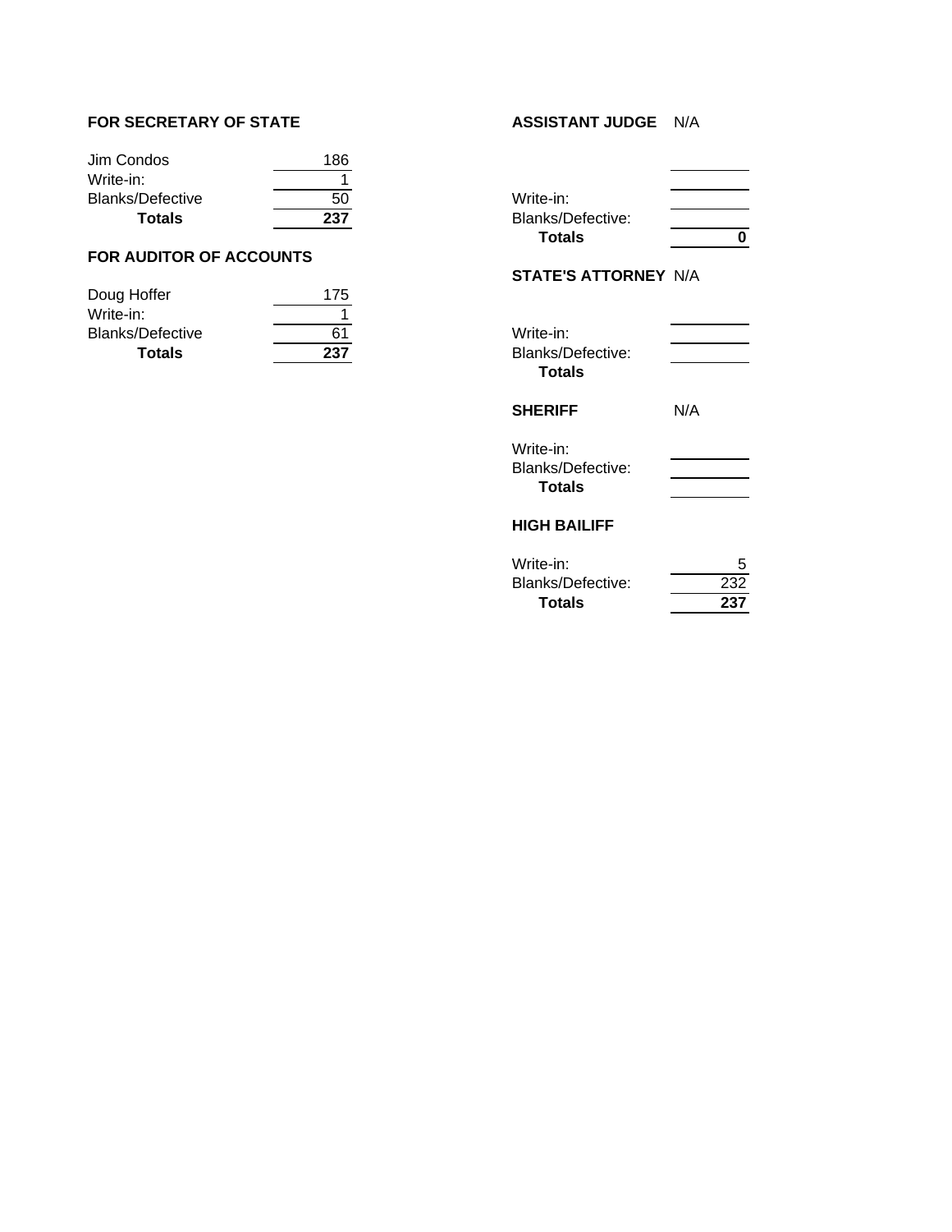### FOR SECRETARY OF STATE

| | |
|---|---|
| Jim Condos | 186 |
| Write-in: | 1 |
| Blanks/Defective | 50 |
| **Totals** | **237** |

### FOR AUDITOR OF ACCOUNTS

| | |
|---|---|
| Doug Hoffer | 175 |
| Write-in: | 1 |
| Blanks/Defective | 61 |
| **Totals** | **237** |

### ASSISTANT JUDGE N/A

| | |
|---|---|
| | |
| | |
| Write-in: | |
| Blanks/Defective: | |
| **Totals** | **0** |

### STATE'S ATTORNEY N/A

| | |
|---|---|
| | |
| Write-in: | |
| Blanks/Defective: | |
| **Totals** | |

### SHERIFF N/A

| | |
|---|---|
| Write-in: | |
| Blanks/Defective: | |
| **Totals** | |

### HIGH BAILIFF

| | |
|---|---|
| Write-in: | 5 |
| Blanks/Defective: | 232 |
| **Totals** | **237** |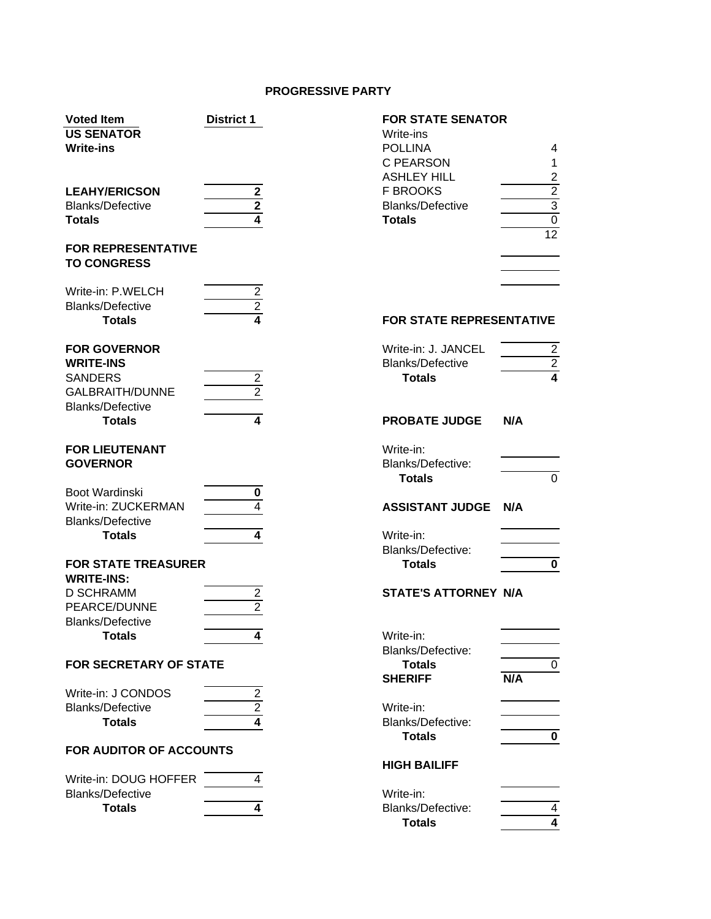## PROGRESSIVE PARTY

| Voted Item | District 1 |
|---|---|
| **US SENATOR** | |
| **Write-ins** | |
| **LEAHY/ERICSON** | **2** |
| Blanks/Defective | **2** |
| **Totals** | **4** |

| **FOR REPRESENTATIVE TO CONGRESS** | |
|---|---|
| Write-in: P.WELCH | 2 |
| Blanks/Defective | 2 |
| **Totals** | **4** |

| **FOR GOVERNOR** | |
|---|---|
| **WRITE-INS** | |
| SANDERS | 2 |
| GALBRAITH/DUNNE | 2 |
| Blanks/Defective | |
| **Totals** | **4** |

| **FOR LIEUTENANT GOVERNOR** | |
|---|---|
| Boot Wardinski | **0** |
| Write-in: ZUCKERMAN | 4 |
| Blanks/Defective | |
| **Totals** | **4** |

| **FOR STATE TREASURER** | |
|---|---|
| **WRITE-INS:** | |
| D SCHRAMM | 2 |
| PEARCE/DUNNE | 2 |
| Blanks/Defective | |
| **Totals** | **4** |

| **FOR SECRETARY OF STATE** | |
|---|---|
| Write-in: J CONDOS | 2 |
| Blanks/Defective | 2 |
| **Totals** | **4** |

| **FOR AUDITOR OF ACCOUNTS** | |
|---|---|
| Write-in: DOUG HOFFER | 4 |
| Blanks/Defective | |
| **Totals** | **4** |

| **FOR STATE SENATOR** | |
|---|---|
| Write-ins | |
| POLLINA | 4 |
| C PEARSON | 1 |
| ASHLEY HILL | 2 |
| F BROOKS | 2 |
| Blanks/Defective | 3 |
| **Totals** | 0 |
| | 12 |

| **FOR STATE REPRESENTATIVE** | |
|---|---|
| Write-in: J. JANCEL | 2 |
| Blanks/Defective | 2 |
| **Totals** | **4** |

| **PROBATE JUDGE** | **N/A** |
|---|---|
| Write-in: | |
| Blanks/Defective: | |
| **Totals** | 0 |

| **ASSISTANT JUDGE** | **N/A** |
|---|---|
| Write-in: | |
| Blanks/Defective: | |
| **Totals** | **0** |

| **STATE'S ATTORNEY** | **N/A** |
|---|---|
| Write-in: | |
| Blanks/Defective: | |
| **Totals** | 0 |

| **SHERIFF** | **N/A** |
|---|---|
| Write-in: | |
| Blanks/Defective: | |
| **Totals** | **0** |

| **HIGH BAILIFF** | |
|---|---|
| Write-in: | |
| Blanks/Defective: | 4 |
| **Totals** | **4** |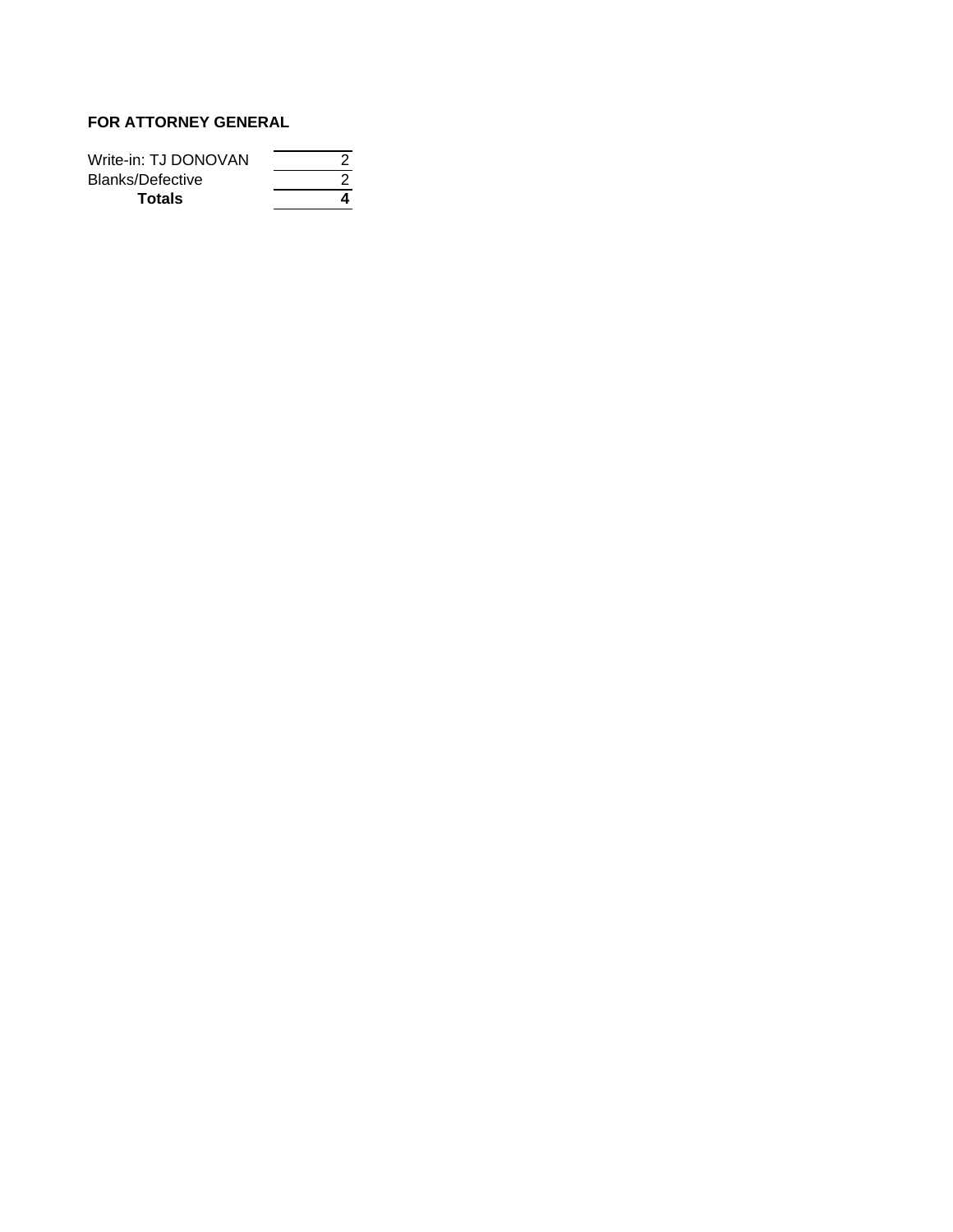**FOR ATTORNEY GENERAL**

| | |
|---|---|
| Write-in: TJ DONOVAN | 2 |
| Blanks/Defective | 2 |
| **Totals** | **4** |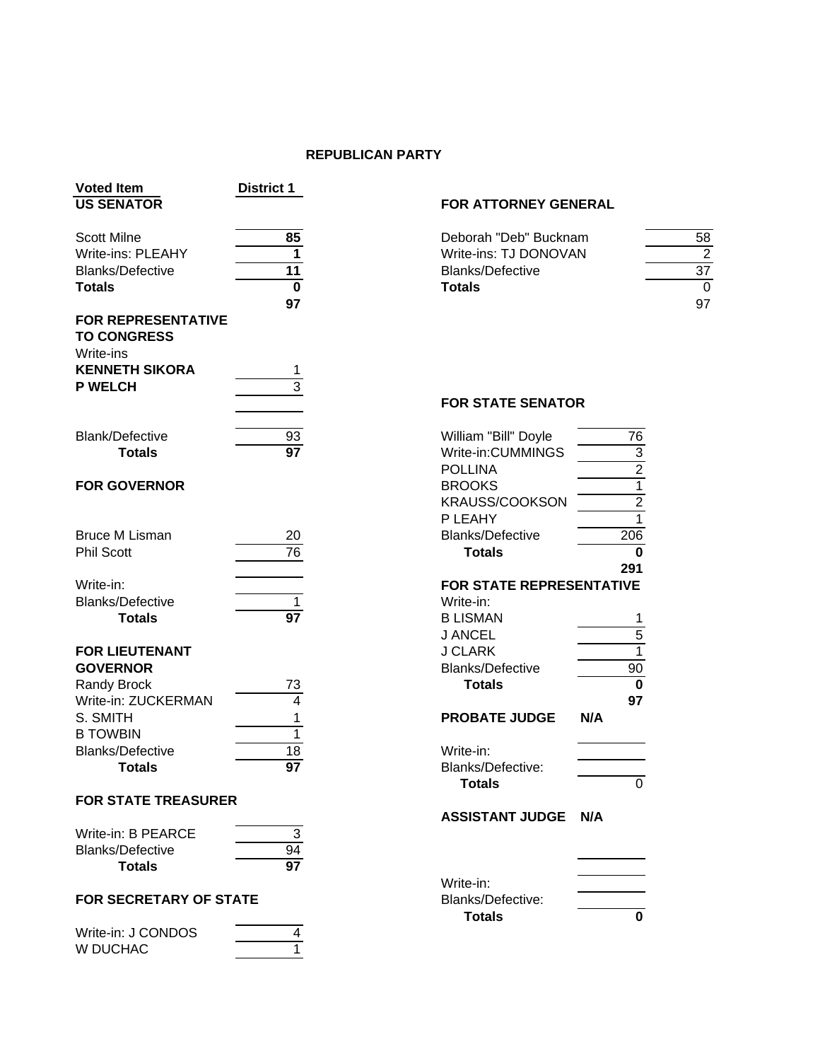## REPUBLICAN PARTY

| Voted Item | District 1 |
|---|---|
| **US SENATOR** | |
| Scott Milne | **85** |
| Write-ins: PLEAHY | **1** |
| Blanks/Defective | **11** |
| **Totals** | **0** |
| | **97** |
| **FOR REPRESENTATIVE TO CONGRESS** | |
| Write-ins | |
| **KENNETH SIKORA** | 1 |
| **P WELCH** | 3 |
| Blank/Defective | 93 |
| **Totals** | **97** |
| **FOR GOVERNOR** | |
| Bruce M Lisman | 20 |
| Phil Scott | 76 |
| Write-in: | |
| Blanks/Defective | 1 |
| **Totals** | **97** |
| **FOR LIEUTENANT GOVERNOR** | |
| Randy Brock | 73 |
| Write-in: ZUCKERMAN | 4 |
| S. SMITH | 1 |
| B TOWBIN | 1 |
| Blanks/Defective | 18 |
| **Totals** | **97** |
| **FOR STATE TREASURER** | |
| Write-in: B PEARCE | 3 |
| Blanks/Defective | 94 |
| **Totals** | **97** |
| **FOR SECRETARY OF STATE** | |
| Write-in: J CONDOS | 4 |
| W DUCHAC | 1 |

| **FOR ATTORNEY GENERAL** | |
|---|---|
| Deborah "Deb" Bucknam | 58 |
| Write-ins: TJ DONOVAN | 2 |
| Blanks/Defective | 37 |
| **Totals** | 0 |
| | 97 |

| **FOR STATE SENATOR** | |
|---|---|
| William "Bill" Doyle | 76 |
| Write-in:CUMMINGS | 3 |
| POLLINA | 2 |
| BROOKS | 1 |
| KRAUSS/COOKSON | 2 |
| P LEAHY | 1 |
| Blanks/Defective | 206 |
| **Totals** | **0** |
| | **291** |

| **FOR STATE REPRESENTATIVE** | |
|---|---|
| Write-in: | |
| B LISMAN | 1 |
| J ANCEL | 5 |
| J CLARK | 1 |
| Blanks/Defective | 90 |
| **Totals** | **0** |
| | **97** |

| **PROBATE JUDGE** | **N/A** |
|---|---|
| Write-in: | |
| Blanks/Defective: | |
| **Totals** | 0 |

| **ASSISTANT JUDGE** | **N/A** |
|---|---|
| Write-in: | |
| Blanks/Defective: | |
| **Totals** | **0** |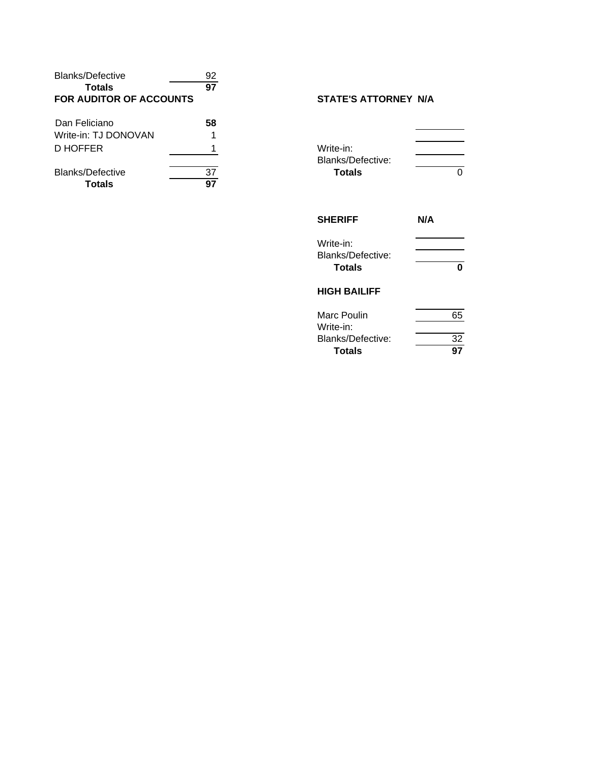| Blanks/Defective | 92 |
|---|---|
| **Totals** | **97** |

**FOR AUDITOR OF ACCOUNTS**

| | |
|---|---|
| Dan Feliciano | **58** |
| Write-in: TJ DONOVAN | 1 |
| D HOFFER | 1 |
| | |
| Blanks/Defective | 37 |
| **Totals** | **97** |

**STATE'S ATTORNEY N/A**

| | |
|---|---|
| | |
| | |
| Write-in: | |
| Blanks/Defective: | |
| **Totals** | 0 |

**SHERIFF N/A**

| | |
|---|---|
| Write-in: | |
| Blanks/Defective: | |
| **Totals** | **0** |

**HIGH BAILIFF**

| | |
|---|---|
| Marc Poulin | 65 |
| Write-in: | |
| Blanks/Defective: | 32 |
| **Totals** | **97** |